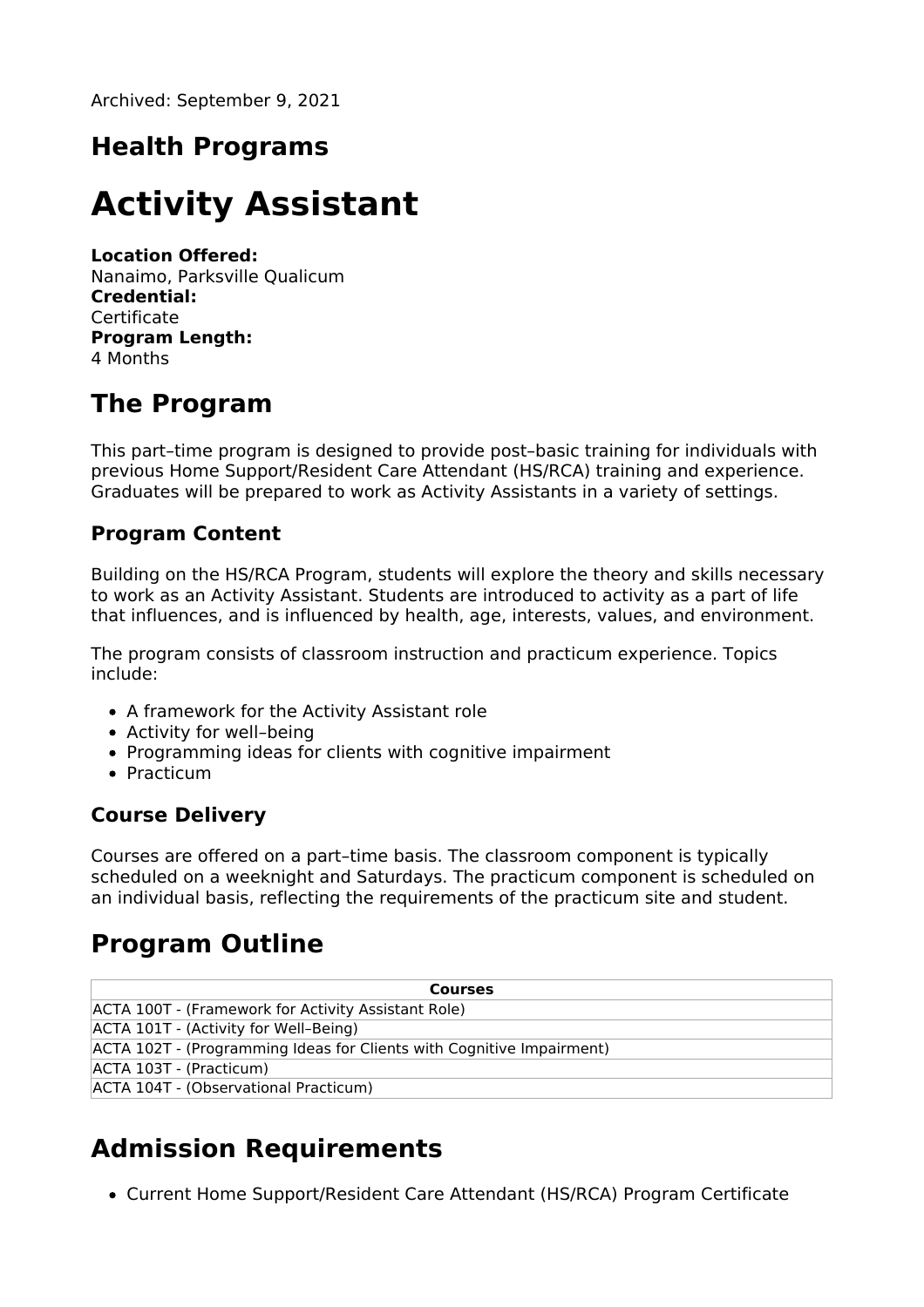Archived: September 9, 2021

## Health Programs

# Activity Assistant

**Location Offered:**
Nanaimo, Parksville Qualicum
**Credential:**
Certificate
**Program Length:**
4 Months

## The Program

This part–time program is designed to provide post–basic training for individuals with previous Home Support/Resident Care Attendant (HS/RCA) training and experience. Graduates will be prepared to work as Activity Assistants in a variety of settings.

### Program Content

Building on the HS/RCA Program, students will explore the theory and skills necessary to work as an Activity Assistant. Students are introduced to activity as a part of life that influences, and is influenced by health, age, interests, values, and environment.

The program consists of classroom instruction and practicum experience. Topics include:

- A framework for the Activity Assistant role
- Activity for well–being
- Programming ideas for clients with cognitive impairment
- Practicum

### Course Delivery

Courses are offered on a part–time basis. The classroom component is typically scheduled on a weeknight and Saturdays. The practicum component is scheduled on an individual basis, reflecting the requirements of the practicum site and student.

## Program Outline

| Courses |
|---|
| ACTA 100T - (Framework for Activity Assistant Role) |
| ACTA 101T - (Activity for Well–Being) |
| ACTA 102T - (Programming Ideas for Clients with Cognitive Impairment) |
| ACTA 103T - (Practicum) |
| ACTA 104T - (Observational Practicum) |

## Admission Requirements

- Current Home Support/Resident Care Attendant (HS/RCA) Program Certificate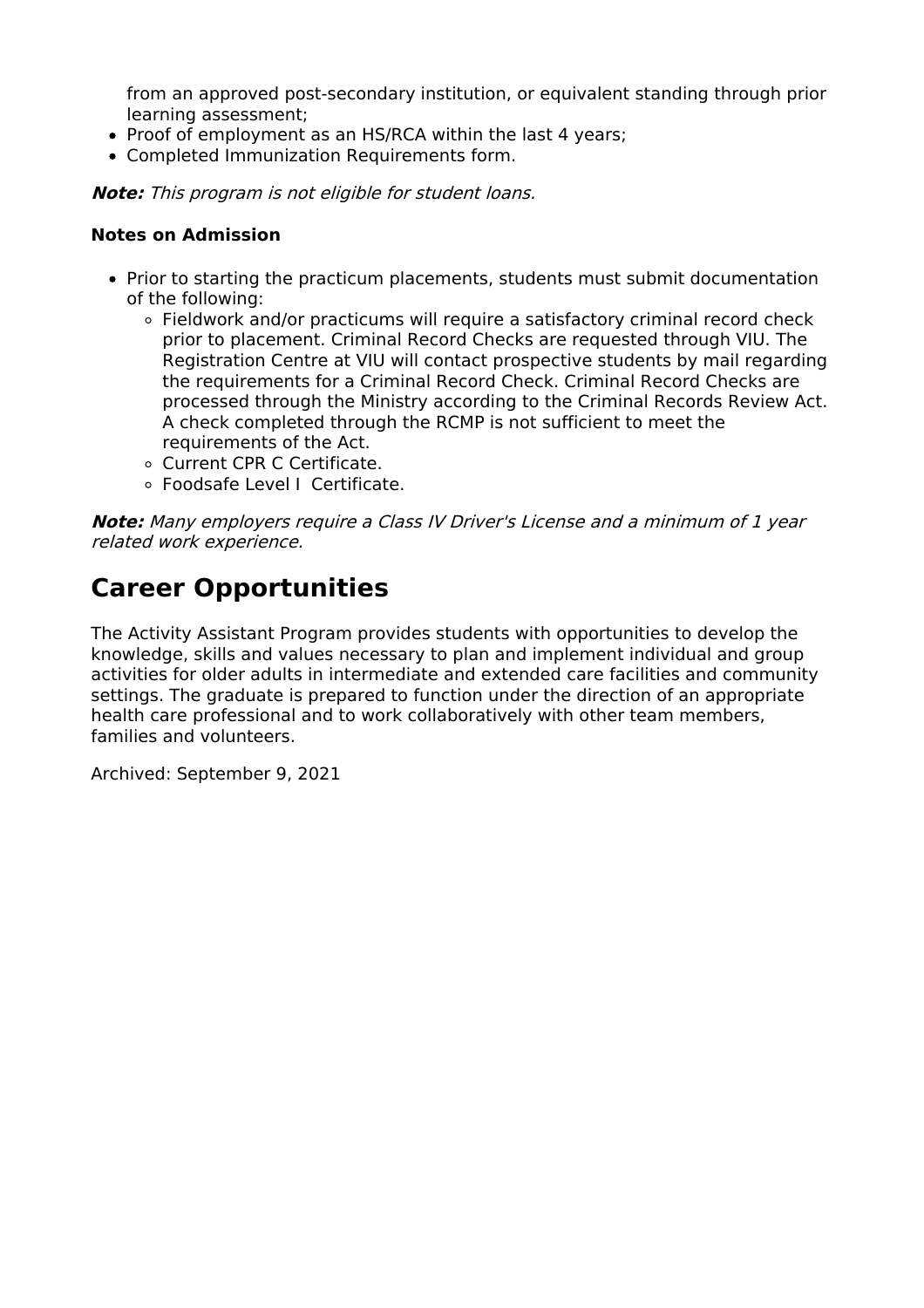from an approved post-secondary institution, or equivalent standing through prior learning assessment;

- Proof of employment as an HS/RCA within the last 4 years;
- Completed Immunization Requirements form.

***Note:*** *This program is not eligible for student loans.*

**Notes on Admission**

- Prior to starting the practicum placements, students must submit documentation of the following:
  - Fieldwork and/or practicums will require a satisfactory criminal record check prior to placement. Criminal Record Checks are requested through VIU. The Registration Centre at VIU will contact prospective students by mail regarding the requirements for a Criminal Record Check. Criminal Record Checks are processed through the Ministry according to the Criminal Records Review Act. A check completed through the RCMP is not sufficient to meet the requirements of the Act.
  - Current CPR C Certificate.
  - Foodsafe Level I Certificate.

***Note:*** *Many employers require a Class IV Driver's License and a minimum of 1 year related work experience.*

# Career Opportunities

The Activity Assistant Program provides students with opportunities to develop the knowledge, skills and values necessary to plan and implement individual and group activities for older adults in intermediate and extended care facilities and community settings. The graduate is prepared to function under the direction of an appropriate health care professional and to work collaboratively with other team members, families and volunteers.

Archived: September 9, 2021